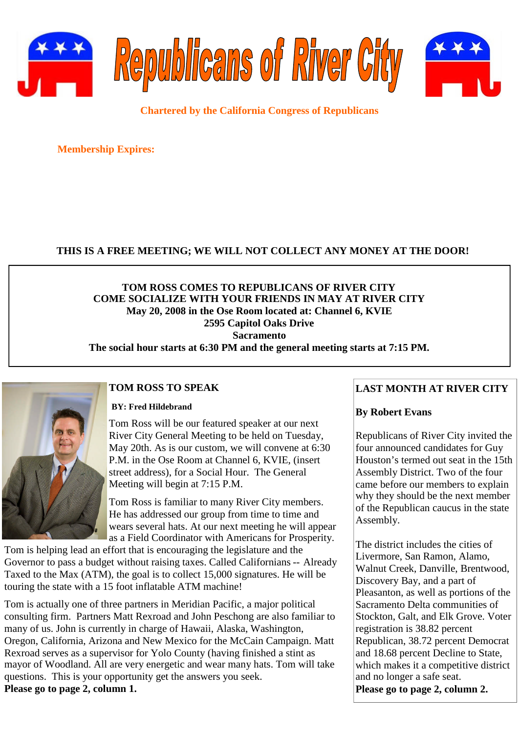# Republicans of River City

**Chartered by the California Congress of Republicans**

**Membership Expires:**

**THIS IS A FREE MEETING; WE WILL NOT COLLECT ANY MONEY AT THE DOOR!**

**TOM ROSS COMES TO REPUBLICANS OF RIVER CITY**
**COME SOCIALIZE WITH YOUR FRIENDS IN MAY AT RIVER CITY**
**May 20, 2008 in the Ose Room located at: Channel 6, KVIE**
**2595 Capitol Oaks Drive**
**Sacramento**
**The social hour starts at 6:30 PM and the general meeting starts at 7:15 PM.**

## TOM ROSS TO SPEAK

**BY: Fred Hildebrand**

Tom Ross will be our featured speaker at our next River City General Meeting to be held on Tuesday, May 20th. As is our custom, we will convene at 6:30 P.M. in the Ose Room at Channel 6, KVIE, (insert street address), for a Social Hour. The General Meeting will begin at 7:15 P.M.

Tom Ross is familiar to many River City members. He has addressed our group from time to time and wears several hats. At our next meeting he will appear as a Field Coordinator with Americans for Prosperity. Tom is helping lead an effort that is encouraging the legislature and the Governor to pass a budget without raising taxes. Called Californians -- Already Taxed to the Max (ATM), the goal is to collect 15,000 signatures. He will be touring the state with a 15 foot inflatable ATM machine!

Tom is actually one of three partners in Meridian Pacific, a major political consulting firm. Partners Matt Rexroad and John Peschong are also familiar to many of us. John is currently in charge of Hawaii, Alaska, Washington, Oregon, California, Arizona and New Mexico for the McCain Campaign. Matt Rexroad serves as a supervisor for Yolo County (having finished a stint as mayor of Woodland. All are very energetic and wear many hats. Tom will take questions. This is your opportunity get the answers you seek.

**Please go to page 2, column 1.**

## LAST MONTH AT RIVER CITY

**By Robert Evans**

Republicans of River City invited the four announced candidates for Guy Houston's termed out seat in the 15th Assembly District. Two of the four came before our members to explain why they should be the next member of the Republican caucus in the state Assembly.

The district includes the cities of Livermore, San Ramon, Alamo, Walnut Creek, Danville, Brentwood, Discovery Bay, and a part of Pleasanton, as well as portions of the Sacramento Delta communities of Stockton, Galt, and Elk Grove. Voter registration is 38.82 percent Republican, 38.72 percent Democrat and 18.68 percent Decline to State, which makes it a competitive district and no longer a safe seat.

**Please go to page 2, column 2.**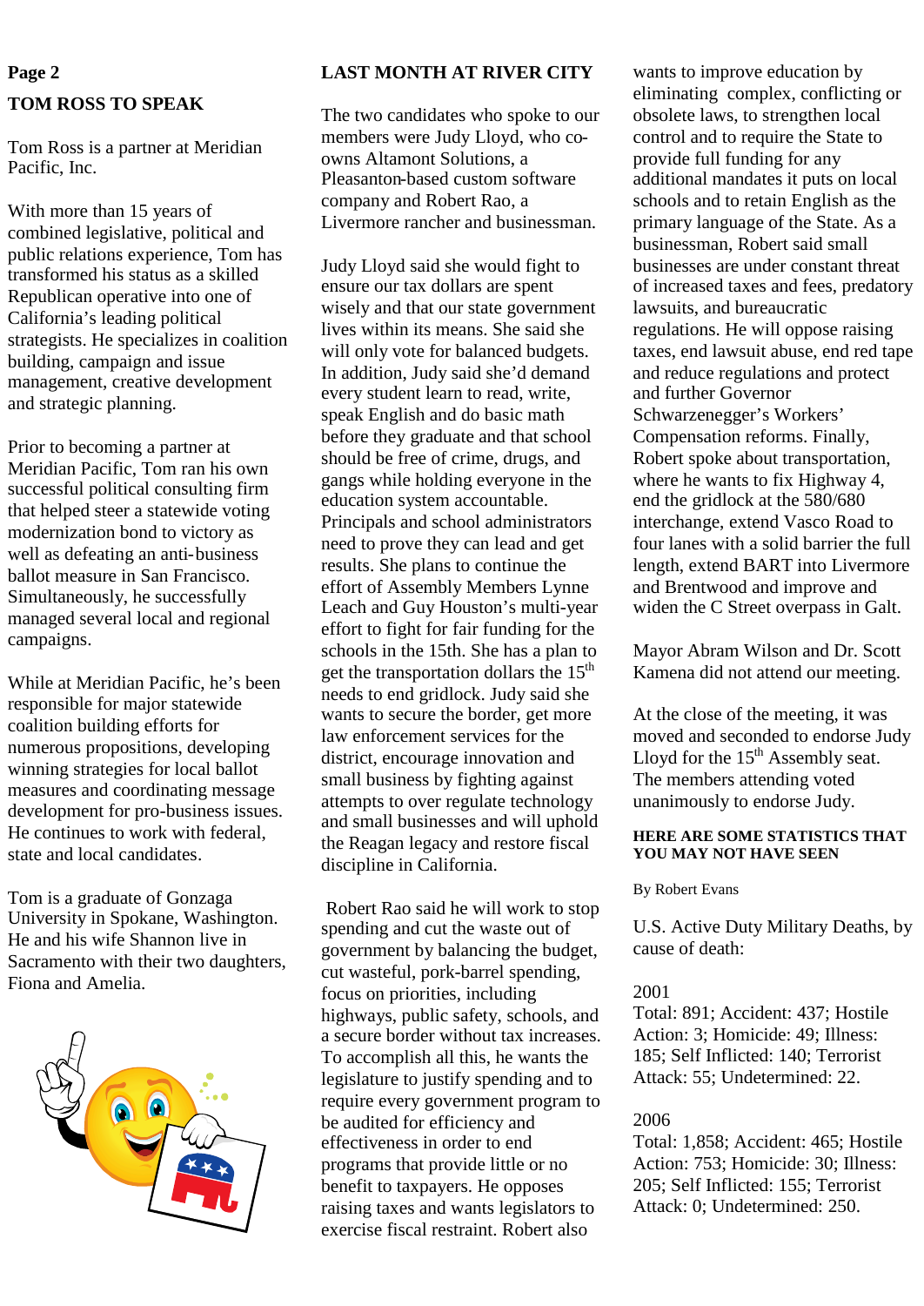## TOM ROSS TO SPEAK

Tom Ross is a partner at Meridian Pacific, Inc.

With more than 15 years of combined legislative, political and public relations experience, Tom has transformed his status as a skilled Republican operative into one of California's leading political strategists. He specializes in coalition building, campaign and issue management, creative development and strategic planning.

Prior to becoming a partner at Meridian Pacific, Tom ran his own successful political consulting firm that helped steer a statewide voting modernization bond to victory as well as defeating an anti-business ballot measure in San Francisco. Simultaneously, he successfully managed several local and regional campaigns.

While at Meridian Pacific, he's been responsible for major statewide coalition building efforts for numerous propositions, developing winning strategies for local ballot measures and coordinating message development for pro-business issues. He continues to work with federal, state and local candidates.

Tom is a graduate of Gonzaga University in Spokane, Washington. He and his wife Shannon live in Sacramento with their two daughters, Fiona and Amelia.

## LAST MONTH AT RIVER CITY

The two candidates who spoke to our members were Judy Lloyd, who co-owns Altamont Solutions, a Pleasanton-based custom software company and Robert Rao, a Livermore rancher and businessman.

Judy Lloyd said she would fight to ensure our tax dollars are spent wisely and that our state government lives within its means. She said she will only vote for balanced budgets. In addition, Judy said she'd demand every student learn to read, write, speak English and do basic math before they graduate and that school should be free of crime, drugs, and gangs while holding everyone in the education system accountable. Principals and school administrators need to prove they can lead and get results. She plans to continue the effort of Assembly Members Lynne Leach and Guy Houston's multi-year effort to fight for fair funding for the schools in the 15th. She has a plan to get the transportation dollars the 15th needs to end gridlock. Judy said she wants to secure the border, get more law enforcement services for the district, encourage innovation and small business by fighting against attempts to over regulate technology and small businesses and will uphold the Reagan legacy and restore fiscal discipline in California.

Robert Rao said he will work to stop spending and cut the waste out of government by balancing the budget, cut wasteful, pork-barrel spending, focus on priorities, including highways, public safety, schools, and a secure border without tax increases. To accomplish all this, he wants the legislature to justify spending and to require every government program to be audited for efficiency and effectiveness in order to end programs that provide little or no benefit to taxpayers. He opposes raising taxes and wants legislators to exercise fiscal restraint. Robert also wants to improve education by eliminating complex, conflicting or obsolete laws, to strengthen local control and to require the State to provide full funding for any additional mandates it puts on local schools and to retain English as the primary language of the State. As a businessman, Robert said small businesses are under constant threat of increased taxes and fees, predatory lawsuits, and bureaucratic regulations. He will oppose raising taxes, end lawsuit abuse, end red tape and reduce regulations and protect and further Governor Schwarzenegger's Workers' Compensation reforms. Finally, Robert spoke about transportation, where he wants to fix Highway 4, end the gridlock at the 580/680 interchange, extend Vasco Road to four lanes with a solid barrier the full length, extend BART into Livermore and Brentwood and improve and widen the C Street overpass in Galt.

Mayor Abram Wilson and Dr. Scott Kamena did not attend our meeting.

At the close of the meeting, it was moved and seconded to endorse Judy Lloyd for the 15th Assembly seat. The members attending voted unanimously to endorse Judy.

### HERE ARE SOME STATISTICS THAT YOU MAY NOT HAVE SEEN

By Robert Evans

U.S. Active Duty Military Deaths, by cause of death:

2001
Total: 891; Accident: 437; Hostile Action: 3; Homicide: 49; Illness: 185; Self Inflicted: 140; Terrorist Attack: 55; Undetermined: 22.

2006
Total: 1,858; Accident: 465; Hostile Action: 753; Homicide: 30; Illness: 205; Self Inflicted: 155; Terrorist Attack: 0; Undetermined: 250.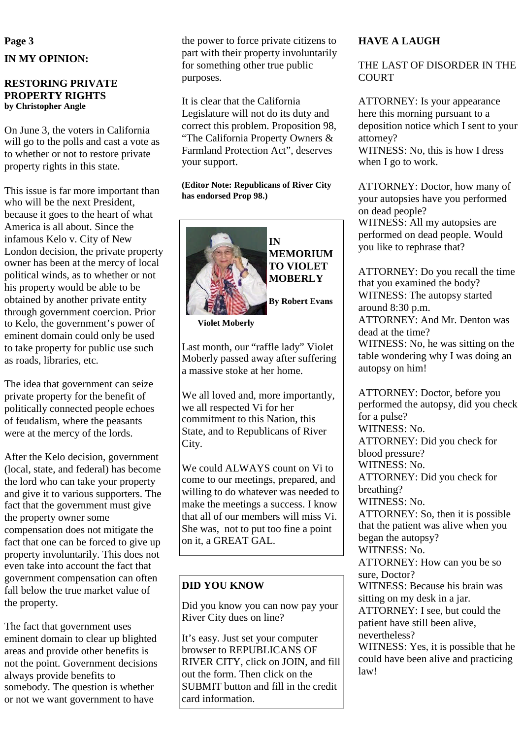## IN MY OPINION:

### RESTORING PRIVATE PROPERTY RIGHTS

**by Christopher Angle**

On June 3, the voters in California will go to the polls and cast a vote as to whether or not to restore private property rights in this state.

This issue is far more important than who will be the next President, because it goes to the heart of what America is all about. Since the infamous Kelo v. City of New London decision, the private property owner has been at the mercy of local political winds, as to whether or not his property would be able to be obtained by another private entity through government coercion. Prior to Kelo, the government's power of eminent domain could only be used to take property for public use such as roads, libraries, etc.

The idea that government can seize private property for the benefit of politically connected people echoes of feudalism, where the peasants were at the mercy of the lords.

After the Kelo decision, government (local, state, and federal) has become the lord who can take your property and give it to various supporters. The fact that the government must give the property owner some compensation does not mitigate the fact that one can be forced to give up property involuntarily. This does not even take into account the fact that government compensation can often fall below the true market value of the property.

The fact that government uses eminent domain to clear up blighted areas and provide other benefits is not the point. Government decisions always provide benefits to somebody. The question is whether or not we want government to have the power to force private citizens to part with their property involuntarily for something other true public purposes.

It is clear that the California Legislature will not do its duty and correct this problem. Proposition 98, "The California Property Owners & Farmland Protection Act", deserves your support.

**(Editor Note: Republicans of River City has endorsed Prop 98.)**

## IN MEMORIUM TO VIOLET MOBERLY

**By Robert Evans**

**Violet Moberly**

Last month, our "raffle lady" Violet Moberly passed away after suffering a massive stoke at her home.

We all loved and, more importantly, we all respected Vi for her commitment to this Nation, this State, and to Republicans of River City.

We could ALWAYS count on Vi to come to our meetings, prepared, and willing to do whatever was needed to make the meetings a success. I know that all of our members will miss Vi. She was, not to put too fine a point on it, a GREAT GAL.

## DID YOU KNOW

Did you know you can now pay your River City dues on line?

It's easy. Just set your computer browser to REPUBLICANS OF RIVER CITY, click on JOIN, and fill out the form. Then click on the SUBMIT button and fill in the credit card information.

## HAVE A LAUGH

THE LAST OF DISORDER IN THE COURT

ATTORNEY: Is your appearance here this morning pursuant to a deposition notice which I sent to your attorney?
WITNESS: No, this is how I dress when I go to work.

ATTORNEY: Doctor, how many of your autopsies have you performed on dead people?
WITNESS: All my autopsies are performed on dead people. Would you like to rephrase that?

ATTORNEY: Do you recall the time that you examined the body?
WITNESS: The autopsy started around 8:30 p.m.
ATTORNEY: And Mr. Denton was dead at the time?
WITNESS: No, he was sitting on the table wondering why I was doing an autopsy on him!

ATTORNEY: Doctor, before you performed the autopsy, did you check for a pulse?
WITNESS: No.
ATTORNEY: Did you check for blood pressure?
WITNESS: No.
ATTORNEY: Did you check for breathing?
WITNESS: No.
ATTORNEY: So, then it is possible that the patient was alive when you began the autopsy?
WITNESS: No.
ATTORNEY: How can you be so sure, Doctor?
WITNESS: Because his brain was sitting on my desk in a jar.
ATTORNEY: I see, but could the patient have still been alive, nevertheless?
WITNESS: Yes, it is possible that he could have been alive and practicing law!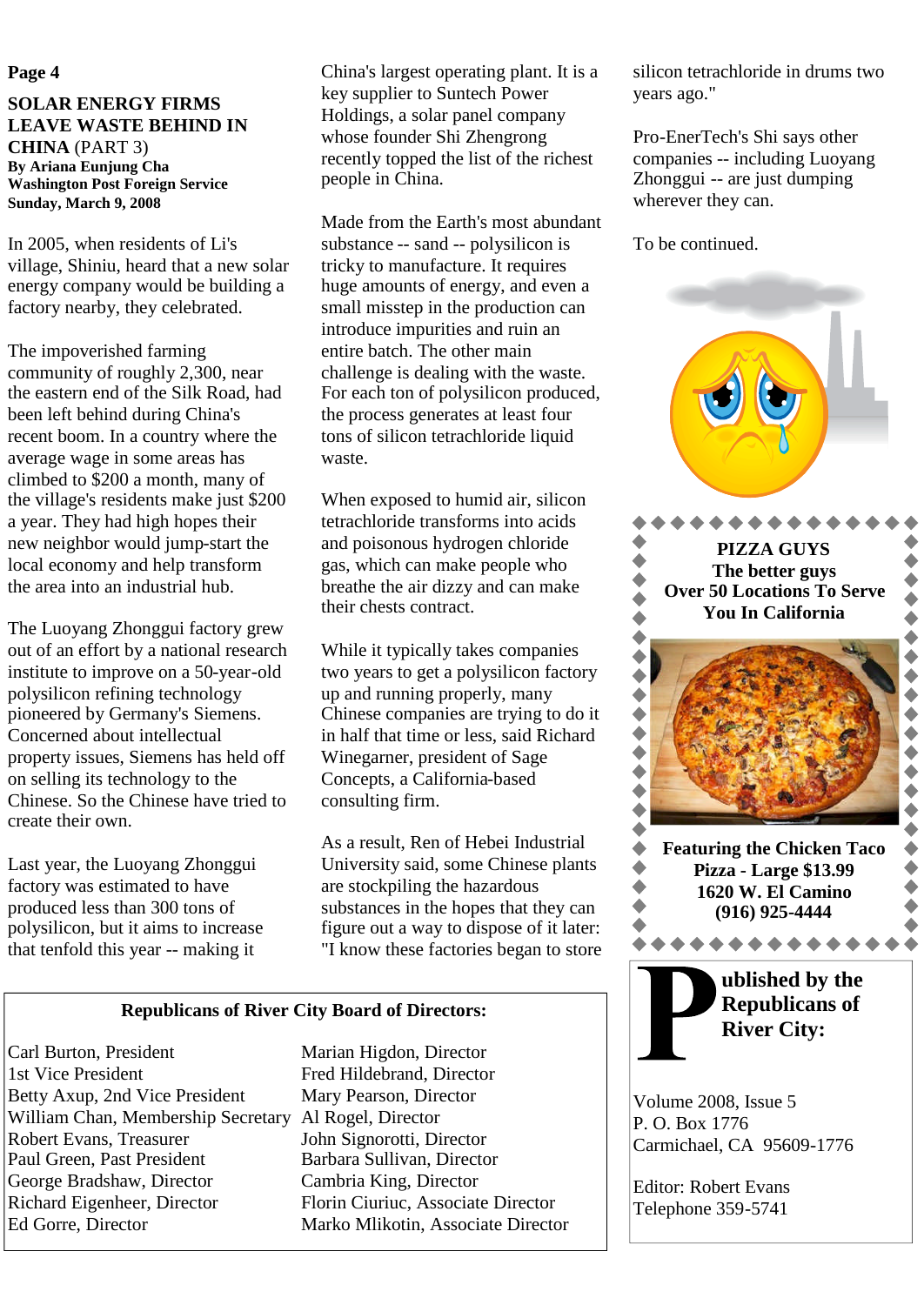## SOLAR ENERGY FIRMS LEAVE WASTE BEHIND IN CHINA (PART 3)

**By Ariana Eunjung Cha**
**Washington Post Foreign Service**
**Sunday, March 9, 2008**

In 2005, when residents of Li's village, Shiniu, heard that a new solar energy company would be building a factory nearby, they celebrated.

The impoverished farming community of roughly 2,300, near the eastern end of the Silk Road, had been left behind during China's recent boom. In a country where the average wage in some areas has climbed to $200 a month, many of the village's residents make just $200 a year. They had high hopes their new neighbor would jump-start the local economy and help transform the area into an industrial hub.

The Luoyang Zhonggui factory grew out of an effort by a national research institute to improve on a 50-year-old polysilicon refining technology pioneered by Germany's Siemens. Concerned about intellectual property issues, Siemens has held off on selling its technology to the Chinese. So the Chinese have tried to create their own.

Last year, the Luoyang Zhonggui factory was estimated to have produced less than 300 tons of polysilicon, but it aims to increase that tenfold this year -- making it China's largest operating plant. It is a key supplier to Suntech Power Holdings, a solar panel company whose founder Shi Zhengrong recently topped the list of the richest people in China.

Made from the Earth's most abundant substance -- sand -- polysilicon is tricky to manufacture. It requires huge amounts of energy, and even a small misstep in the production can introduce impurities and ruin an entire batch. The other main challenge is dealing with the waste. For each ton of polysilicon produced, the process generates at least four tons of silicon tetrachloride liquid waste.

When exposed to humid air, silicon tetrachloride transforms into acids and poisonous hydrogen chloride gas, which can make people who breathe the air dizzy and can make their chests contract.

While it typically takes companies two years to get a polysilicon factory up and running properly, many Chinese companies are trying to do it in half that time or less, said Richard Winegarner, president of Sage Concepts, a California-based consulting firm.

As a result, Ren of Hebei Industrial University said, some Chinese plants are stockpiling the hazardous substances in the hopes that they can figure out a way to dispose of it later: "I know these factories began to store silicon tetrachloride in drums two years ago."

Pro-EnerTech's Shi says other companies -- including Luoyang Zhonggui -- are just dumping wherever they can.

To be continued.

**PIZZA GUYS**
**The better guys**
**Over 50 Locations To Serve You In California**

**Featuring the Chicken Taco Pizza - Large $13.99**
**1620 W. El Camino**
**(916) 925-4444**

**Republicans of River City Board of Directors:**

| | |
|---|---|
| Carl Burton, President | Marian Higdon, Director |
| 1st Vice President | Fred Hildebrand, Director |
| Betty Axup, 2nd Vice President | Mary Pearson, Director |
| William Chan, Membership Secretary | Al Rogel, Director |
| Robert Evans, Treasurer | John Signorotti, Director |
| Paul Green, Past President | Barbara Sullivan, Director |
| George Bradshaw, Director | Cambria King, Director |
| Richard Eigenheer, Director | Florin Ciuriuc, Associate Director |
| Ed Gorre, Director | Marko Mlikotin, Associate Director |

**Published by the Republicans of River City:**

Volume 2008, Issue 5
P. O. Box 1776
Carmichael, CA 95609-1776

Editor: Robert Evans
Telephone 359-5741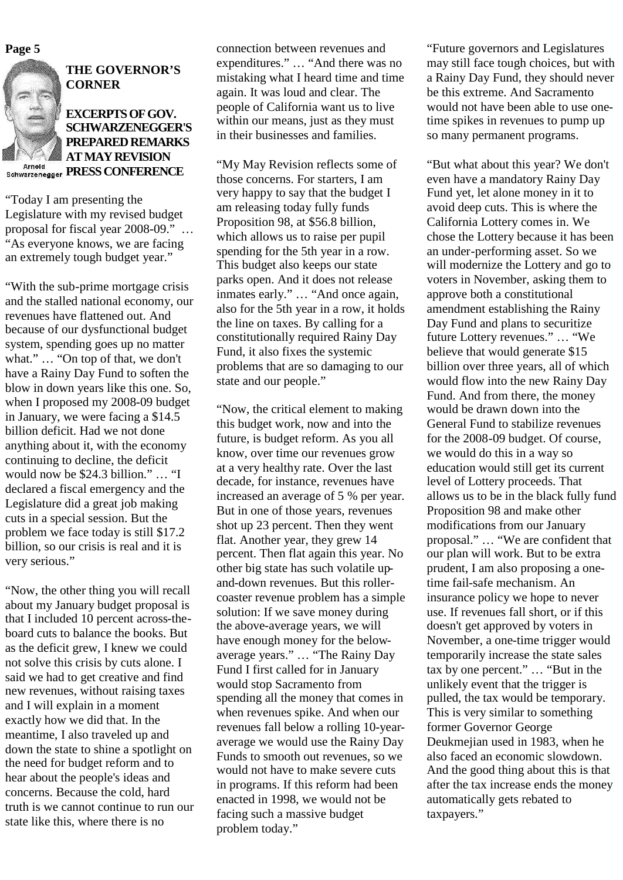## THE GOVERNOR'S CORNER

### EXCERPTS OF GOV. SCHWARZENEGGER'S PREPARED REMARKS AT MAY REVISION PRESS CONFERENCE

Arnold Schwarzenegger

"Today I am presenting the Legislature with my revised budget proposal for fiscal year 2008-09." … "As everyone knows, we are facing an extremely tough budget year."

"With the sub-prime mortgage crisis and the stalled national economy, our revenues have flattened out. And because of our dysfunctional budget system, spending goes up no matter what." … "On top of that, we don't have a Rainy Day Fund to soften the blow in down years like this one. So, when I proposed my 2008-09 budget in January, we were facing a $14.5 billion deficit. Had we not done anything about it, with the economy continuing to decline, the deficit would now be $24.3 billion." … "I declared a fiscal emergency and the Legislature did a great job making cuts in a special session. But the problem we face today is still $17.2 billion, so our crisis is real and it is very serious."

"Now, the other thing you will recall about my January budget proposal is that I included 10 percent across-the-board cuts to balance the books. But as the deficit grew, I knew we could not solve this crisis by cuts alone. I said we had to get creative and find new revenues, without raising taxes and I will explain in a moment exactly how we did that. In the meantime, I also traveled up and down the state to shine a spotlight on the need for budget reform and to hear about the people's ideas and concerns. Because the cold, hard truth is we cannot continue to run our state like this, where there is no connection between revenues and expenditures." … "And there was no mistaking what I heard time and time again. It was loud and clear. The people of California want us to live within our means, just as they must in their businesses and families.

"My May Revision reflects some of those concerns. For starters, I am very happy to say that the budget I am releasing today fully funds Proposition 98, at $56.8 billion, which allows us to raise per pupil spending for the 5th year in a row. This budget also keeps our state parks open. And it does not release inmates early." … "And once again, also for the 5th year in a row, it holds the line on taxes. By calling for a constitutionally required Rainy Day Fund, it also fixes the systemic problems that are so damaging to our state and our people."

"Now, the critical element to making this budget work, now and into the future, is budget reform. As you all know, over time our revenues grow at a very healthy rate. Over the last decade, for instance, revenues have increased an average of 5 % per year. But in one of those years, revenues shot up 23 percent. Then they went flat. Another year, they grew 14 percent. Then flat again this year. No other big state has such volatile up-and-down revenues. But this roller-coaster revenue problem has a simple solution: If we save money during the above-average years, we will have enough money for the below-average years." … "The Rainy Day Fund I first called for in January would stop Sacramento from spending all the money that comes in when revenues spike. And when our revenues fall below a rolling 10-year-average we would use the Rainy Day Funds to smooth out revenues, so we would not have to make severe cuts in programs. If this reform had been enacted in 1998, we would not be facing such a massive budget problem today."

"Future governors and Legislatures may still face tough choices, but with a Rainy Day Fund, they should never be this extreme. And Sacramento would not have been able to use one-time spikes in revenues to pump up so many permanent programs.

"But what about this year? We don't even have a mandatory Rainy Day Fund yet, let alone money in it to avoid deep cuts. This is where the California Lottery comes in. We chose the Lottery because it has been an under-performing asset. So we will modernize the Lottery and go to voters in November, asking them to approve both a constitutional amendment establishing the Rainy Day Fund and plans to securitize future Lottery revenues." … "We believe that would generate $15 billion over three years, all of which would flow into the new Rainy Day Fund. And from there, the money would be drawn down into the General Fund to stabilize revenues for the 2008-09 budget. Of course, we would do this in a way so education would still get its current level of Lottery proceeds. That allows us to be in the black fully fund Proposition 98 and make other modifications from our January proposal." … "We are confident that our plan will work. But to be extra prudent, I am also proposing a one-time fail-safe mechanism. An insurance policy we hope to never use. If revenues fall short, or if this doesn't get approved by voters in November, a one-time trigger would temporarily increase the state sales tax by one percent." … "But in the unlikely event that the trigger is pulled, the tax would be temporary. This is very similar to something former Governor George Deukmejian used in 1983, when he also faced an economic slowdown. And the good thing about this is that after the tax increase ends the money automatically gets rebated to taxpayers."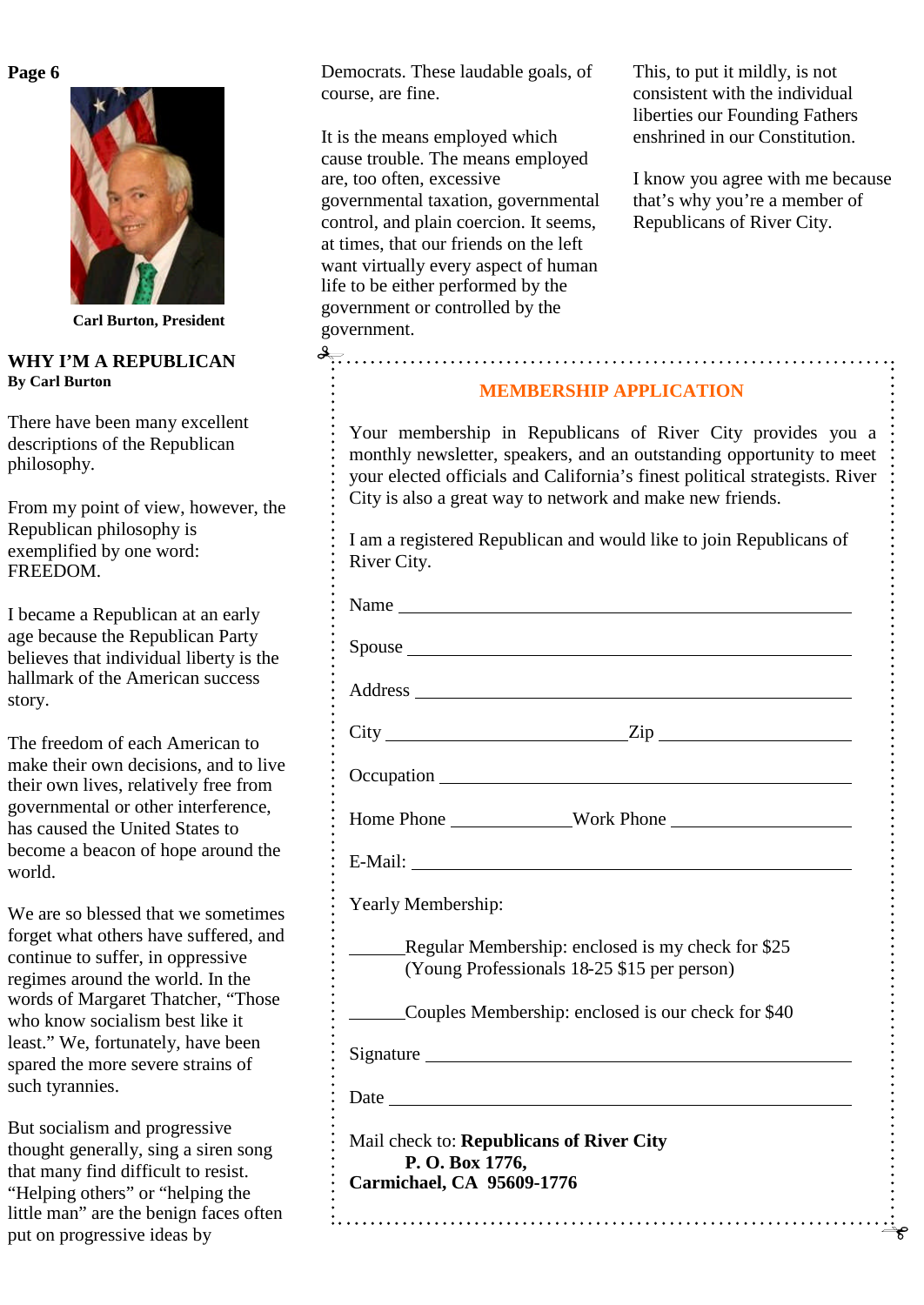Carl Burton, President

## WHY I'M A REPUBLICAN

**By Carl Burton**

There have been many excellent descriptions of the Republican philosophy.

From my point of view, however, the Republican philosophy is exemplified by one word: FREEDOM.

I became a Republican at an early age because the Republican Party believes that individual liberty is the hallmark of the American success story.

The freedom of each American to make their own decisions, and to live their own lives, relatively free from governmental or other interference, has caused the United States to become a beacon of hope around the world.

We are so blessed that we sometimes forget what others have suffered, and continue to suffer, in oppressive regimes around the world. In the words of Margaret Thatcher, "Those who know socialism best like it least." We, fortunately, have been spared the more severe strains of such tyrannies.

But socialism and progressive thought generally, sing a siren song that many find difficult to resist. "Helping others" or "helping the little man" are the benign faces often put on progressive ideas by Democrats. These laudable goals, of course, are fine.

It is the means employed which cause trouble. The means employed are, too often, excessive governmental taxation, governmental control, and plain coercion. It seems, at times, that our friends on the left want virtually every aspect of human life to be either performed by the government or controlled by the government.

This, to put it mildly, is not consistent with the individual liberties our Founding Fathers enshrined in our Constitution.

I know you agree with me because that's why you're a member of Republicans of River City.

## MEMBERSHIP APPLICATION

Your membership in Republicans of River City provides you a monthly newsletter, speakers, and an outstanding opportunity to meet your elected officials and California's finest political strategists. River City is also a great way to network and make new friends.

I am a registered Republican and would like to join Republicans of River City.

Name ______________________________

Spouse ______________________________

Address ______________________________

City ____________________ Zip ______________

Occupation ______________________________

Home Phone ____________ Work Phone ______________

E-Mail: ______________________________

Yearly Membership:

______Regular Membership: enclosed is my check for $25 (Young Professionals 18-25 $15 per person)

______Couples Membership: enclosed is our check for $40

Signature ______________________________

Date ______________________________

Mail check to: **Republicans of River City**
**P. O. Box 1776,**
**Carmichael, CA 95609-1776**